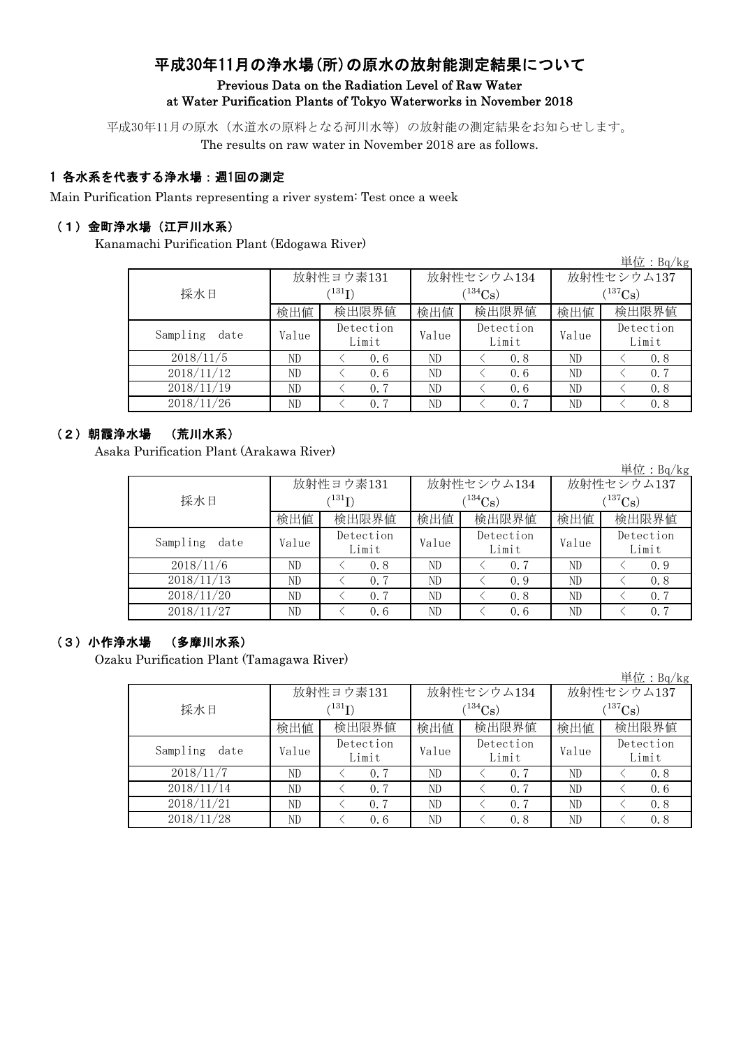# 平成30年11月の浄水場(所)の原水の放射能測定結果について

Previous Data on the Radiation Level of Raw Water at Water Purification Plants of Tokyo Waterworks in November 2018

平成30年11月の原水（水道水の原料となる河川水等）の放射能の測定結果をお知らせします。
The results on raw water in November 2018 are as follows.

## 1 各水系を代表する浄水場：週1回の測定

Main Purification Plants representing a river system: Test once a week

### （1）金町浄水場（江戸川水系）

Kanamachi Purification Plant (Edogawa River)

単位：Bq/kg

| 採水日 | 放射性ヨウ素131 ($^{131}I$) | | 放射性セシウム134 ($^{134}Cs$) | | 放射性セシウム137 ($^{137}Cs$) | |
|---|---|---|---|---|---|---|
| | 検出値 | 検出限界値 | 検出値 | 検出限界値 | 検出値 | 検出限界値 |
| Sampling date | Value | Detection Limit | Value | Detection Limit | Value | Detection Limit |
| 2018/11/5 | ND | ＜ 0.6 | ND | ＜ 0.8 | ND | ＜ 0.8 |
| 2018/11/12 | ND | ＜ 0.6 | ND | ＜ 0.6 | ND | ＜ 0.7 |
| 2018/11/19 | ND | ＜ 0.7 | ND | ＜ 0.6 | ND | ＜ 0.8 |
| 2018/11/26 | ND | ＜ 0.7 | ND | ＜ 0.7 | ND | ＜ 0.8 |

### （2）朝霞浄水場　（荒川水系）

Asaka Purification Plant (Arakawa River)

単位：Bq/kg

| 採水日 | 放射性ヨウ素131 ($^{131}I$) | | 放射性セシウム134 ($^{134}Cs$) | | 放射性セシウム137 ($^{137}Cs$) | |
|---|---|---|---|---|---|---|
| | 検出値 | 検出限界値 | 検出値 | 検出限界値 | 検出値 | 検出限界値 |
| Sampling date | Value | Detection Limit | Value | Detection Limit | Value | Detection Limit |
| 2018/11/6 | ND | ＜ 0.8 | ND | ＜ 0.7 | ND | ＜ 0.9 |
| 2018/11/13 | ND | ＜ 0.7 | ND | ＜ 0.9 | ND | ＜ 0.8 |
| 2018/11/20 | ND | ＜ 0.7 | ND | ＜ 0.8 | ND | ＜ 0.7 |
| 2018/11/27 | ND | ＜ 0.6 | ND | ＜ 0.6 | ND | ＜ 0.7 |

### （3）小作浄水場　（多摩川水系）

Ozaku Purification Plant (Tamagawa River)

単位：Bq/kg

| 採水日 | 放射性ヨウ素131 ($^{131}I$) | | 放射性セシウム134 ($^{134}Cs$) | | 放射性セシウム137 ($^{137}Cs$) | |
|---|---|---|---|---|---|---|
| | 検出値 | 検出限界値 | 検出値 | 検出限界値 | 検出値 | 検出限界値 |
| Sampling date | Value | Detection Limit | Value | Detection Limit | Value | Detection Limit |
| 2018/11/7 | ND | ＜ 0.7 | ND | ＜ 0.7 | ND | ＜ 0.8 |
| 2018/11/14 | ND | ＜ 0.7 | ND | ＜ 0.7 | ND | ＜ 0.6 |
| 2018/11/21 | ND | ＜ 0.7 | ND | ＜ 0.7 | ND | ＜ 0.8 |
| 2018/11/28 | ND | ＜ 0.6 | ND | ＜ 0.8 | ND | ＜ 0.8 |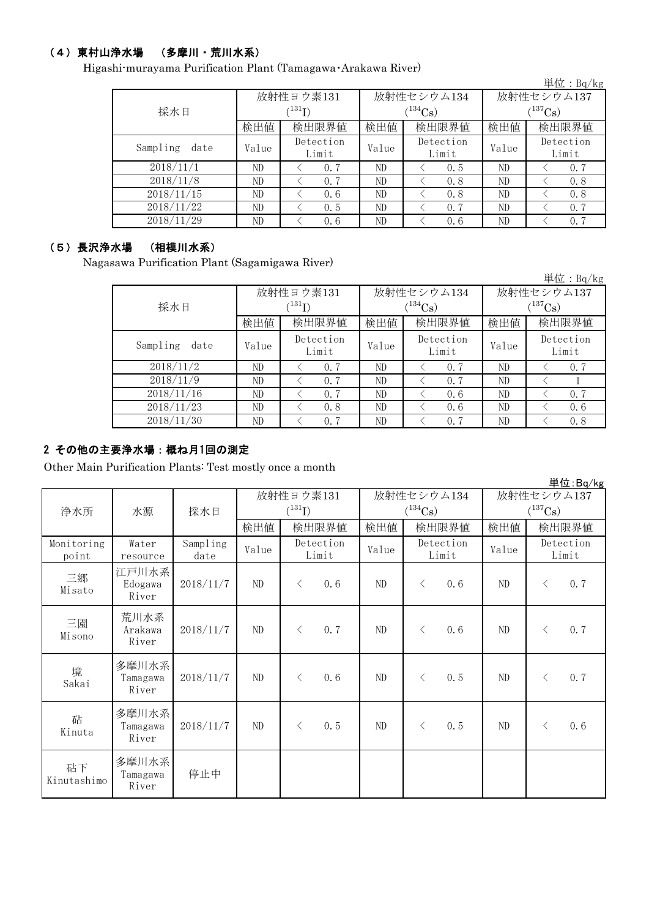### （4）東村山浄水場　（多摩川・荒川水系）

Higashi-murayama Purification Plant (Tamagawa･Arakawa River)

単位：Bq/kg

| 採水日 | 放射性ヨウ素131 ($^{131}I$) | | 放射性セシウム134 ($^{134}Cs$) | | 放射性セシウム137 ($^{137}Cs$) | |
|---|---|---|---|---|---|---|
| | 検出値 | 検出限界値 | 検出値 | 検出限界値 | 検出値 | 検出限界値 |
| Sampling date | Value | Detection Limit | Value | Detection Limit | Value | Detection Limit |
| 2018/11/1 | ND | ＜ 0.7 | ND | ＜ 0.5 | ND | ＜ 0.7 |
| 2018/11/8 | ND | ＜ 0.7 | ND | ＜ 0.8 | ND | ＜ 0.8 |
| 2018/11/15 | ND | ＜ 0.6 | ND | ＜ 0.8 | ND | ＜ 0.8 |
| 2018/11/22 | ND | ＜ 0.5 | ND | ＜ 0.7 | ND | ＜ 0.7 |
| 2018/11/29 | ND | ＜ 0.6 | ND | ＜ 0.6 | ND | ＜ 0.7 |

### （5）長沢浄水場　（相模川水系）

Nagasawa Purification Plant (Sagamigawa River)

単位：Bq/kg

| 採水日 | 放射性ヨウ素131 ($^{131}I$) | | 放射性セシウム134 ($^{134}Cs$) | | 放射性セシウム137 ($^{137}Cs$) | |
|---|---|---|---|---|---|---|
| | 検出値 | 検出限界値 | 検出値 | 検出限界値 | 検出値 | 検出限界値 |
| Sampling date | Value | Detection Limit | Value | Detection Limit | Value | Detection Limit |
| 2018/11/2 | ND | ＜ 0.7 | ND | ＜ 0.7 | ND | ＜ 0.7 |
| 2018/11/9 | ND | ＜ 0.7 | ND | ＜ 0.7 | ND | ＜ 1 |
| 2018/11/16 | ND | ＜ 0.7 | ND | ＜ 0.6 | ND | ＜ 0.7 |
| 2018/11/23 | ND | ＜ 0.8 | ND | ＜ 0.6 | ND | ＜ 0.6 |
| 2018/11/30 | ND | ＜ 0.7 | ND | ＜ 0.7 | ND | ＜ 0.8 |

## 2 その他の主要浄水場：概ね月1回の測定

Other Main Purification Plants: Test mostly once a month

単位:Bq/kg

| 浄水所 | 水源 | 採水日 | 放射性ヨウ素131 ($^{131}I$) | | 放射性セシウム134 ($^{134}Cs$) | | 放射性セシウム137 ($^{137}Cs$) | |
|---|---|---|---|---|---|---|---|---|
| | | | 検出値 | 検出限界値 | 検出値 | 検出限界値 | 検出値 | 検出限界値 |
| Monitoring point | Water resource | Sampling date | Value | Detection Limit | Value | Detection Limit | Value | Detection Limit |
| 三郷 Misato | 江戸川水系 Edogawa River | 2018/11/7 | ND | ＜ 0.6 | ND | ＜ 0.6 | ND | ＜ 0.7 |
| 三園 Misono | 荒川水系 Arakawa River | 2018/11/7 | ND | ＜ 0.7 | ND | ＜ 0.6 | ND | ＜ 0.7 |
| 境 Sakai | 多摩川水系 Tamagawa River | 2018/11/7 | ND | ＜ 0.6 | ND | ＜ 0.5 | ND | ＜ 0.7 |
| 砧 Kinuta | 多摩川水系 Tamagawa River | 2018/11/7 | ND | ＜ 0.5 | ND | ＜ 0.5 | ND | ＜ 0.6 |
| 砧下 Kinutashimo | 多摩川水系 Tamagawa River | 停止中 | | | | | | |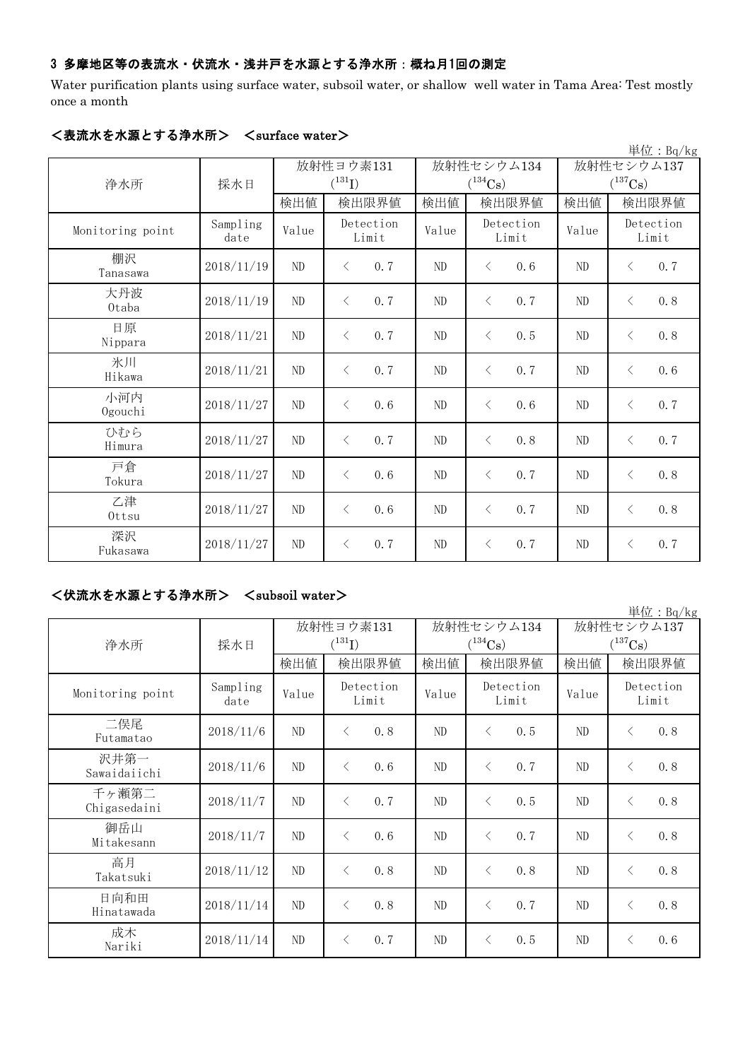### 3 多摩地区等の表流水・伏流水・浅井戸を水源とする浄水所：概ね月1回の測定

Water purification plants using surface water, subsoil water, or shallow well water in Tama Area: Test mostly once a month

#### <表流水を水源とする浄水所> <surface water>

単位：Bq/kg

| 浄水所 | 採水日 | 放射性ヨウ素131 ($^{131}I$) | | 放射性セシウム134 ($^{134}Cs$) | | 放射性セシウム137 ($^{137}Cs$) | |
|---|---|---|---|---|---|---|---|
| | | 検出値 | 検出限界値 | 検出値 | 検出限界値 | 検出値 | 検出限界値 |
| Monitoring point | Sampling date | Value | Detection Limit | Value | Detection Limit | Value | Detection Limit |
| 棚沢 Tanasawa | 2018/11/19 | ND | < 0.7 | ND | < 0.6 | ND | < 0.7 |
| 大丹波 Otaba | 2018/11/19 | ND | < 0.7 | ND | < 0.7 | ND | < 0.8 |
| 日原 Nippara | 2018/11/21 | ND | < 0.7 | ND | < 0.5 | ND | < 0.8 |
| 氷川 Hikawa | 2018/11/21 | ND | < 0.7 | ND | < 0.7 | ND | < 0.6 |
| 小河内 Ogouchi | 2018/11/27 | ND | < 0.6 | ND | < 0.6 | ND | < 0.7 |
| ひむら Himura | 2018/11/27 | ND | < 0.7 | ND | < 0.8 | ND | < 0.7 |
| 戸倉 Tokura | 2018/11/27 | ND | < 0.6 | ND | < 0.7 | ND | < 0.8 |
| 乙津 Ottsu | 2018/11/27 | ND | < 0.6 | ND | < 0.7 | ND | < 0.8 |
| 深沢 Fukasawa | 2018/11/27 | ND | < 0.7 | ND | < 0.7 | ND | < 0.7 |

#### <伏流水を水源とする浄水所> <subsoil water>

単位：Bq/kg

| 浄水所 | 採水日 | 放射性ヨウ素131 ($^{131}I$) | | 放射性セシウム134 ($^{134}Cs$) | | 放射性セシウム137 ($^{137}Cs$) | |
|---|---|---|---|---|---|---|---|
| | | 検出値 | 検出限界値 | 検出値 | 検出限界値 | 検出値 | 検出限界値 |
| Monitoring point | Sampling date | Value | Detection Limit | Value | Detection Limit | Value | Detection Limit |
| 二俣尾 Futamatao | 2018/11/6 | ND | < 0.8 | ND | < 0.5 | ND | < 0.8 |
| 沢井第一 Sawaidaiichi | 2018/11/6 | ND | < 0.6 | ND | < 0.7 | ND | < 0.8 |
| 千ヶ瀬第二 Chigasedaini | 2018/11/7 | ND | < 0.7 | ND | < 0.5 | ND | < 0.8 |
| 御岳山 Mitakesann | 2018/11/7 | ND | < 0.6 | ND | < 0.7 | ND | < 0.8 |
| 高月 Takatsuki | 2018/11/12 | ND | < 0.8 | ND | < 0.8 | ND | < 0.8 |
| 日向和田 Hinatawada | 2018/11/14 | ND | < 0.8 | ND | < 0.7 | ND | < 0.8 |
| 成木 Nariki | 2018/11/14 | ND | < 0.7 | ND | < 0.5 | ND | < 0.6 |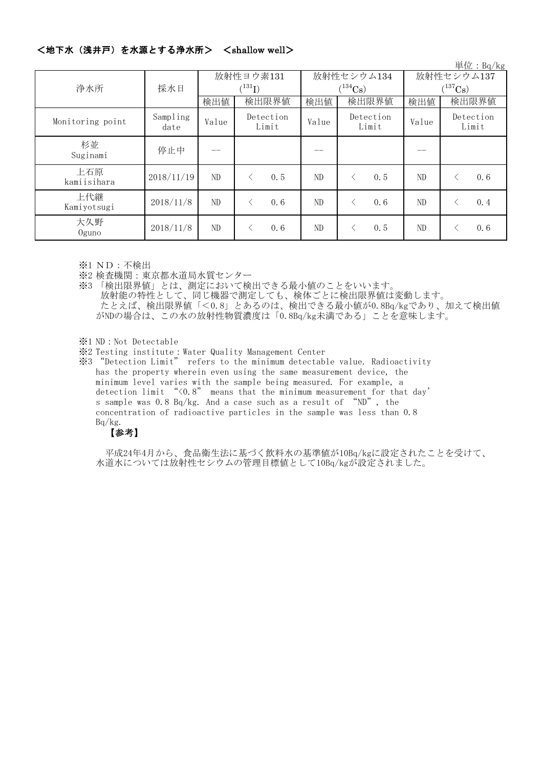## ＜地下水（浅井戸）を水源とする浄水所＞ ＜shallow well＞

単位：Bq/kg

| 浄水所 | 採水日 | 放射性ヨウ素131 ($^{131}I$) | | 放射性セシウム134 ($^{134}Cs$) | | 放射性セシウム137 ($^{137}Cs$) | |
|---|---|---|---|---|---|---|---|
| | | 検出値 | 検出限界値 | 検出値 | 検出限界値 | 検出値 | 検出限界値 |
| Monitoring point | Sampling date | Value | Detection Limit | Value | Detection Limit | Value | Detection Limit |
| 杉並 Suginami | 停止中 | −− | | −− | | −− | |
| 上石原 kamiisihara | 2018/11/19 | ND | ＜ 0.5 | ND | ＜ 0.5 | ND | ＜ 0.6 |
| 上代継 Kamiyotsugi | 2018/11/8 | ND | ＜ 0.6 | ND | ＜ 0.6 | ND | ＜ 0.4 |
| 大久野 Oguno | 2018/11/8 | ND | ＜ 0.6 | ND | ＜ 0.5 | ND | ＜ 0.6 |

※1 ＮＤ：不検出

※2 検査機関：東京都水道局水質センター

※3 「検出限界値」とは、測定において検出できる最小値のことをいいます。
放射能の特性として、同じ機器で測定しても、検体ごとに検出限界値は変動します。
たとえば、検出限界値「＜0.8」とあるのは、検出できる最小値が0.8Bq/kgであり、加えて検出値がNDの場合は、この水の放射性物質濃度は「0.8Bq/kg未満である」ことを意味します。

※1 ND：Not Detectable

※2 Testing institute：Water Quality Management Center

※3 "Detection Limit" refers to the minimum detectable value. Radioactivity has the property wherein even using the same measurement device, the minimum level varies with the sample being measured. For example, a detection limit "<0.8" means that the minimum measurement for that day's sample was 0.8 Bq/kg. And a case such as a result of "ND", the concentration of radioactive particles in the sample was less than 0.8 Bq/kg.

**【参考】**

平成24年4月から、食品衛生法に基づく飲料水の基準値が10Bq/kgに設定されたことを受けて、水道水については放射性セシウムの管理目標値として10Bq/kgが設定されました。